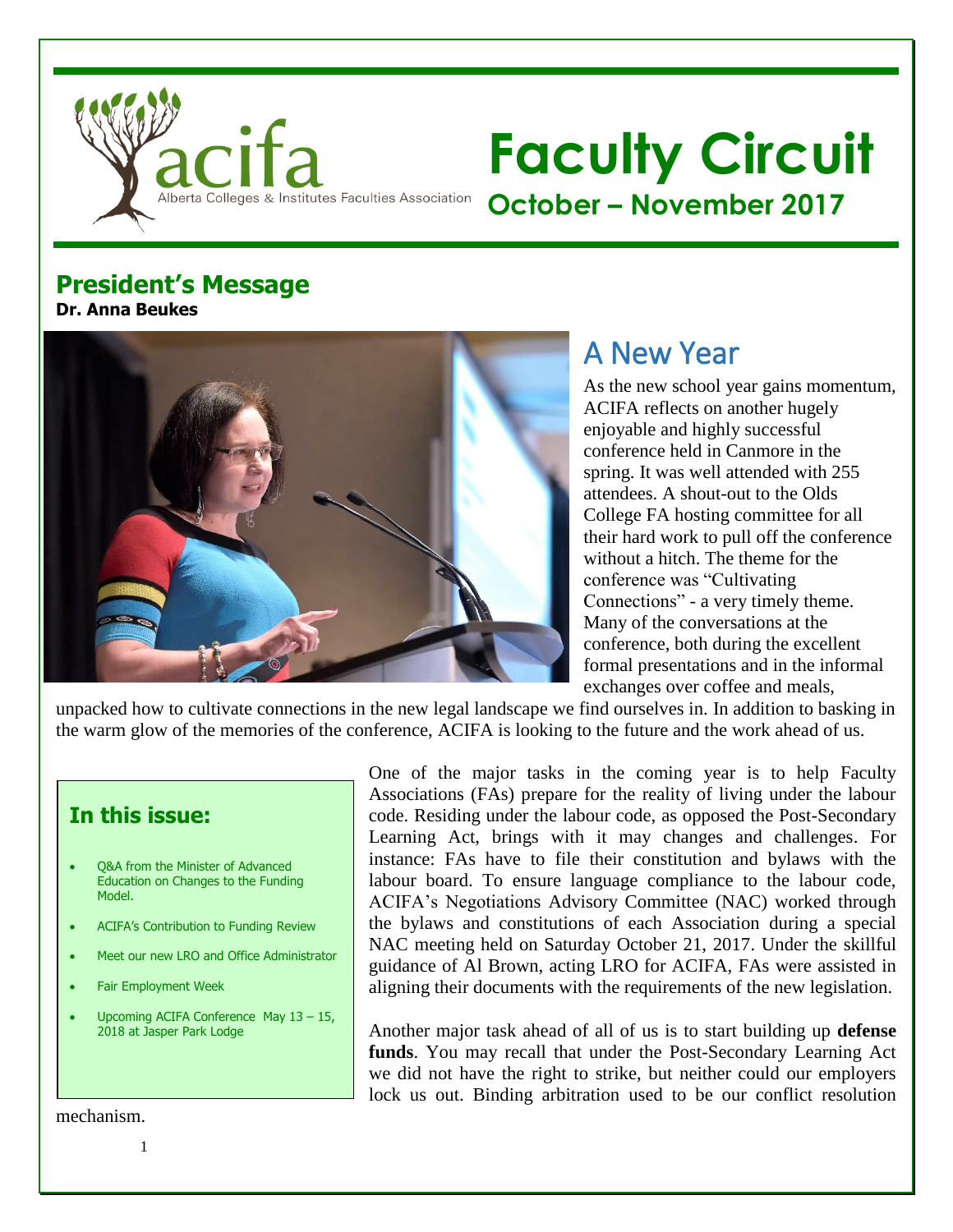# Faculty Circuit

**October – November 2017**

acifa
Alberta Colleges & Institutes Faculties Association

## President's Message

**Dr. Anna Beukes**

### A New Year

As the new school year gains momentum, ACIFA reflects on another hugely enjoyable and highly successful conference held in Canmore in the spring. It was well attended with 255 attendees. A shout-out to the Olds College FA hosting committee for all their hard work to pull off the conference without a hitch. The theme for the conference was "Cultivating Connections" - a very timely theme. Many of the conversations at the conference, both during the excellent formal presentations and in the informal exchanges over coffee and meals, unpacked how to cultivate connections in the new legal landscape we find ourselves in. In addition to basking in the warm glow of the memories of the conference, ACIFA is looking to the future and the work ahead of us.

One of the major tasks in the coming year is to help Faculty Associations (FAs) prepare for the reality of living under the labour code. Residing under the labour code, as opposed the Post-Secondary Learning Act, brings with it may changes and challenges. For instance: FAs have to file their constitution and bylaws with the labour board. To ensure language compliance to the labour code, ACIFA's Negotiations Advisory Committee (NAC) worked through the bylaws and constitutions of each Association during a special NAC meeting held on Saturday October 21, 2017. Under the skillful guidance of Al Brown, acting LRO for ACIFA, FAs were assisted in aligning their documents with the requirements of the new legislation.

Another major task ahead of all of us is to start building up **defense funds**. You may recall that under the Post-Secondary Learning Act we did not have the right to strike, but neither could our employers lock us out. Binding arbitration used to be our conflict resolution mechanism.

### In this issue:

- Q&A from the Minister of Advanced Education on Changes to the Funding Model.
- ACIFA's Contribution to Funding Review
- Meet our new LRO and Office Administrator
- Fair Employment Week
- Upcoming ACIFA Conference May 13 – 15, 2018 at Jasper Park Lodge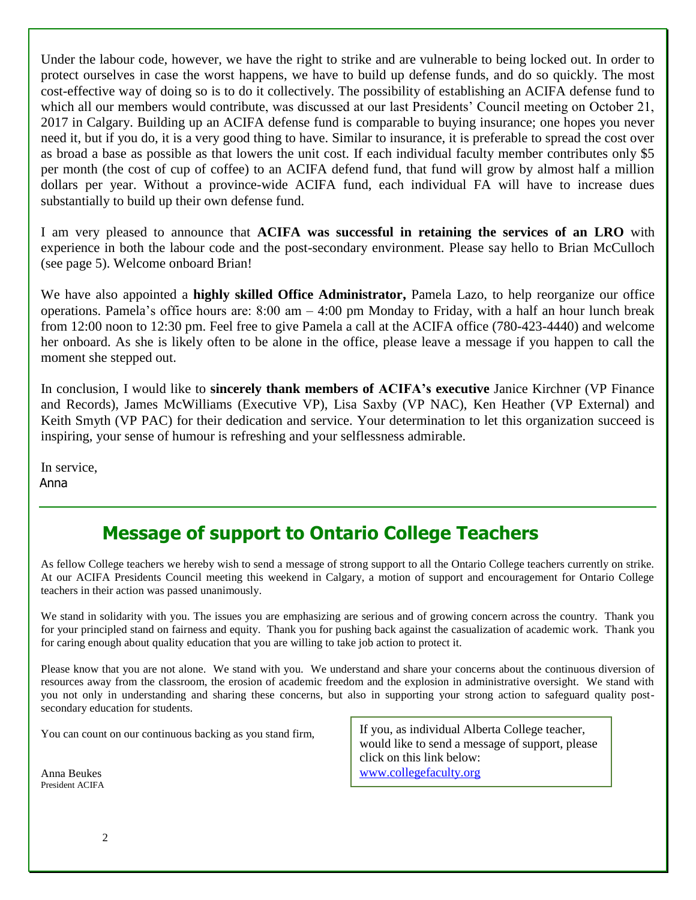Under the labour code, however, we have the right to strike and are vulnerable to being locked out. In order to protect ourselves in case the worst happens, we have to build up defense funds, and do so quickly. The most cost-effective way of doing so is to do it collectively. The possibility of establishing an ACIFA defense fund to which all our members would contribute, was discussed at our last Presidents' Council meeting on October 21, 2017 in Calgary. Building up an ACIFA defense fund is comparable to buying insurance; one hopes you never need it, but if you do, it is a very good thing to have. Similar to insurance, it is preferable to spread the cost over as broad a base as possible as that lowers the unit cost. If each individual faculty member contributes only $5 per month (the cost of cup of coffee) to an ACIFA defend fund, that fund will grow by almost half a million dollars per year. Without a province-wide ACIFA fund, each individual FA will have to increase dues substantially to build up their own defense fund.

I am very pleased to announce that **ACIFA was successful in retaining the services of an LRO** with experience in both the labour code and the post-secondary environment. Please say hello to Brian McCulloch (see page 5). Welcome onboard Brian!

We have also appointed a **highly skilled Office Administrator,** Pamela Lazo, to help reorganize our office operations. Pamela's office hours are: 8:00 am – 4:00 pm Monday to Friday, with a half an hour lunch break from 12:00 noon to 12:30 pm. Feel free to give Pamela a call at the ACIFA office (780-423-4440) and welcome her onboard. As she is likely often to be alone in the office, please leave a message if you happen to call the moment she stepped out.

In conclusion, I would like to **sincerely thank members of ACIFA's executive** Janice Kirchner (VP Finance and Records), James McWilliams (Executive VP), Lisa Saxby (VP NAC), Ken Heather (VP External) and Keith Smyth (VP PAC) for their dedication and service. Your determination to let this organization succeed is inspiring, your sense of humour is refreshing and your selflessness admirable.

In service,
Anna

## Message of support to Ontario College Teachers

As fellow College teachers we hereby wish to send a message of strong support to all the Ontario College teachers currently on strike. At our ACIFA Presidents Council meeting this weekend in Calgary, a motion of support and encouragement for Ontario College teachers in their action was passed unanimously.

We stand in solidarity with you. The issues you are emphasizing are serious and of growing concern across the country. Thank you for your principled stand on fairness and equity. Thank you for pushing back against the casualization of academic work. Thank you for caring enough about quality education that you are willing to take job action to protect it.

Please know that you are not alone. We stand with you. We understand and share your concerns about the continuous diversion of resources away from the classroom, the erosion of academic freedom and the explosion in administrative oversight. We stand with you not only in understanding and sharing these concerns, but also in supporting your strong action to safeguard quality post-secondary education for students.

You can count on our continuous backing as you stand firm,

Anna Beukes
President ACIFA

If you, as individual Alberta College teacher, would like to send a message of support, please click on this link below:
www.collegefaculty.org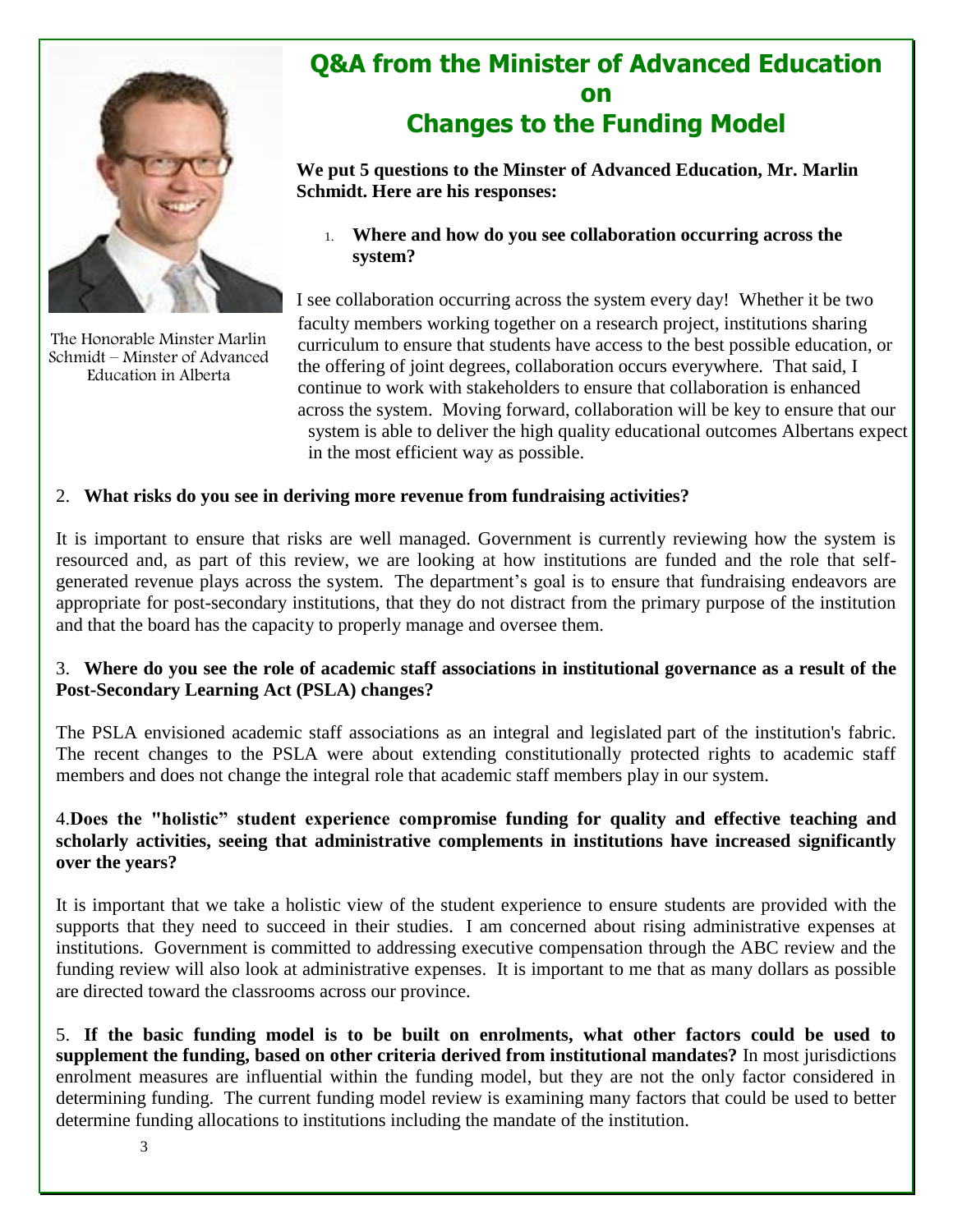# Q&A from the Minister of Advanced Education on Changes to the Funding Model

The Honorable Minster Marlin Schmidt – Minster of Advanced Education in Alberta

**We put 5 questions to the Minster of Advanced Education, Mr. Marlin Schmidt. Here are his responses:**

1. **Where and how do you see collaboration occurring across the system?**

I see collaboration occurring across the system every day! Whether it be two faculty members working together on a research project, institutions sharing curriculum to ensure that students have access to the best possible education, or the offering of joint degrees, collaboration occurs everywhere. That said, I continue to work with stakeholders to ensure that collaboration is enhanced across the system. Moving forward, collaboration will be key to ensure that our system is able to deliver the high quality educational outcomes Albertans expect in the most efficient way as possible.

2. **What risks do you see in deriving more revenue from fundraising activities?**

It is important to ensure that risks are well managed. Government is currently reviewing how the system is resourced and, as part of this review, we are looking at how institutions are funded and the role that self-generated revenue plays across the system. The department's goal is to ensure that fundraising endeavors are appropriate for post-secondary institutions, that they do not distract from the primary purpose of the institution and that the board has the capacity to properly manage and oversee them.

3. **Where do you see the role of academic staff associations in institutional governance as a result of the Post-Secondary Learning Act (PSLA) changes?**

The PSLA envisioned academic staff associations as an integral and legislated part of the institution's fabric. The recent changes to the PSLA were about extending constitutionally protected rights to academic staff members and does not change the integral role that academic staff members play in our system.

4. **Does the "holistic" student experience compromise funding for quality and effective teaching and scholarly activities, seeing that administrative complements in institutions have increased significantly over the years?**

It is important that we take a holistic view of the student experience to ensure students are provided with the supports that they need to succeed in their studies. I am concerned about rising administrative expenses at institutions. Government is committed to addressing executive compensation through the ABC review and the funding review will also look at administrative expenses. It is important to me that as many dollars as possible are directed toward the classrooms across our province.

5. **If the basic funding model is to be built on enrolments, what other factors could be used to supplement the funding, based on other criteria derived from institutional mandates?** In most jurisdictions enrolment measures are influential within the funding model, but they are not the only factor considered in determining funding. The current funding model review is examining many factors that could be used to better determine funding allocations to institutions including the mandate of the institution.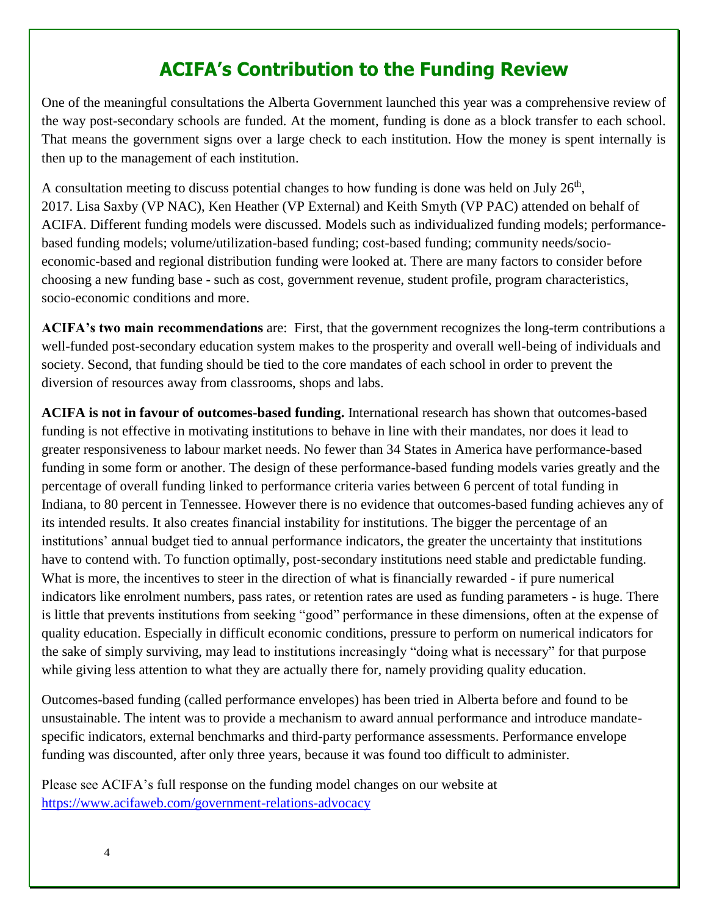# ACIFA's Contribution to the Funding Review

One of the meaningful consultations the Alberta Government launched this year was a comprehensive review of the way post-secondary schools are funded. At the moment, funding is done as a block transfer to each school. That means the government signs over a large check to each institution. How the money is spent internally is then up to the management of each institution.

A consultation meeting to discuss potential changes to how funding is done was held on July 26th, 2017. Lisa Saxby (VP NAC), Ken Heather (VP External) and Keith Smyth (VP PAC) attended on behalf of ACIFA. Different funding models were discussed. Models such as individualized funding models; performance-based funding models; volume/utilization-based funding; cost-based funding; community needs/socio-economic-based and regional distribution funding were looked at. There are many factors to consider before choosing a new funding base - such as cost, government revenue, student profile, program characteristics, socio-economic conditions and more.

**ACIFA's two main recommendations** are: First, that the government recognizes the long-term contributions a well-funded post-secondary education system makes to the prosperity and overall well-being of individuals and society. Second, that funding should be tied to the core mandates of each school in order to prevent the diversion of resources away from classrooms, shops and labs.

**ACIFA is not in favour of outcomes-based funding.** International research has shown that outcomes-based funding is not effective in motivating institutions to behave in line with their mandates, nor does it lead to greater responsiveness to labour market needs. No fewer than 34 States in America have performance-based funding in some form or another. The design of these performance-based funding models varies greatly and the percentage of overall funding linked to performance criteria varies between 6 percent of total funding in Indiana, to 80 percent in Tennessee. However there is no evidence that outcomes-based funding achieves any of its intended results. It also creates financial instability for institutions. The bigger the percentage of an institutions' annual budget tied to annual performance indicators, the greater the uncertainty that institutions have to contend with. To function optimally, post-secondary institutions need stable and predictable funding. What is more, the incentives to steer in the direction of what is financially rewarded - if pure numerical indicators like enrolment numbers, pass rates, or retention rates are used as funding parameters - is huge. There is little that prevents institutions from seeking "good" performance in these dimensions, often at the expense of quality education. Especially in difficult economic conditions, pressure to perform on numerical indicators for the sake of simply surviving, may lead to institutions increasingly "doing what is necessary" for that purpose while giving less attention to what they are actually there for, namely providing quality education.

Outcomes-based funding (called performance envelopes) has been tried in Alberta before and found to be unsustainable. The intent was to provide a mechanism to award annual performance and introduce mandate-specific indicators, external benchmarks and third-party performance assessments. Performance envelope funding was discounted, after only three years, because it was found too difficult to administer.

Please see ACIFA's full response on the funding model changes on our website at https://www.acifaweb.com/government-relations-advocacy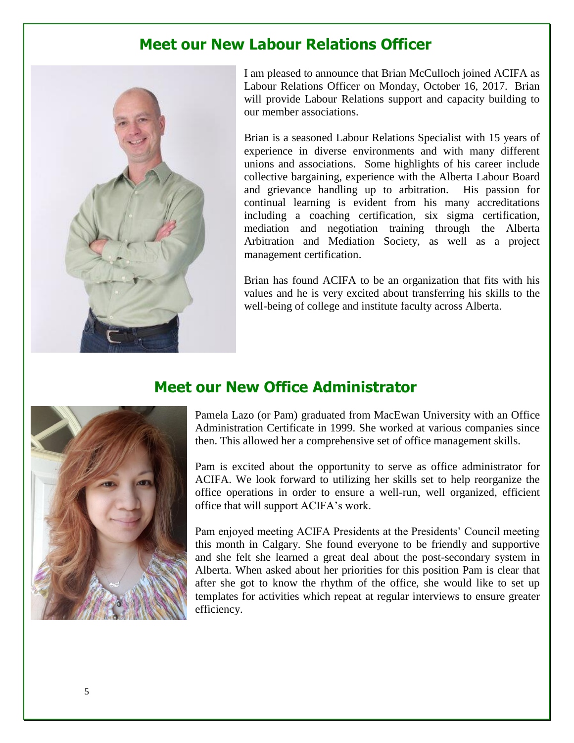## Meet our New Labour Relations Officer

I am pleased to announce that Brian McCulloch joined ACIFA as Labour Relations Officer on Monday, October 16, 2017. Brian will provide Labour Relations support and capacity building to our member associations.

Brian is a seasoned Labour Relations Specialist with 15 years of experience in diverse environments and with many different unions and associations. Some highlights of his career include collective bargaining, experience with the Alberta Labour Board and grievance handling up to arbitration. His passion for continual learning is evident from his many accreditations including a coaching certification, six sigma certification, mediation and negotiation training through the Alberta Arbitration and Mediation Society, as well as a project management certification.

Brian has found ACIFA to be an organization that fits with his values and he is very excited about transferring his skills to the well-being of college and institute faculty across Alberta.

## Meet our New Office Administrator

Pamela Lazo (or Pam) graduated from MacEwan University with an Office Administration Certificate in 1999. She worked at various companies since then. This allowed her a comprehensive set of office management skills.

Pam is excited about the opportunity to serve as office administrator for ACIFA. We look forward to utilizing her skills set to help reorganize the office operations in order to ensure a well-run, well organized, efficient office that will support ACIFA's work.

Pam enjoyed meeting ACIFA Presidents at the Presidents' Council meeting this month in Calgary. She found everyone to be friendly and supportive and she felt she learned a great deal about the post-secondary system in Alberta. When asked about her priorities for this position Pam is clear that after she got to know the rhythm of the office, she would like to set up templates for activities which repeat at regular interviews to ensure greater efficiency.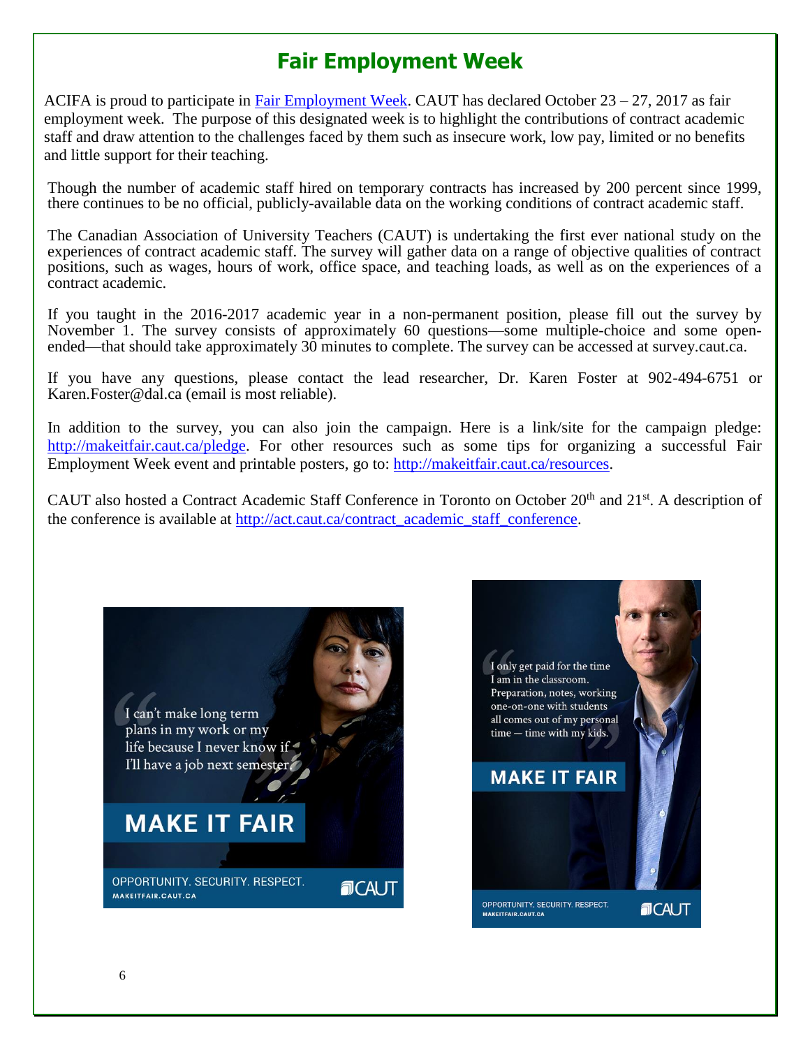# Fair Employment Week

ACIFA is proud to participate in [Fair Employment Week](). CAUT has declared October 23 – 27, 2017 as fair employment week. The purpose of this designated week is to highlight the contributions of contract academic staff and draw attention to the challenges faced by them such as insecure work, low pay, limited or no benefits and little support for their teaching.

Though the number of academic staff hired on temporary contracts has increased by 200 percent since 1999, there continues to be no official, publicly-available data on the working conditions of contract academic staff.

The Canadian Association of University Teachers (CAUT) is undertaking the first ever national study on the experiences of contract academic staff. The survey will gather data on a range of objective qualities of contract positions, such as wages, hours of work, office space, and teaching loads, as well as on the experiences of a contract academic.

If you taught in the 2016-2017 academic year in a non-permanent position, please fill out the survey by November 1. The survey consists of approximately 60 questions—some multiple-choice and some open-ended—that should take approximately 30 minutes to complete. The survey can be accessed at survey.caut.ca.

If you have any questions, please contact the lead researcher, Dr. Karen Foster at 902-494-6751 or Karen.Foster@dal.ca (email is most reliable).

In addition to the survey, you can also join the campaign. Here is a link/site for the campaign pledge: http://makeitfair.caut.ca/pledge. For other resources such as some tips for organizing a successful Fair Employment Week event and printable posters, go to: http://makeitfair.caut.ca/resources.

CAUT also hosted a Contract Academic Staff Conference in Toronto on October 20th and 21st. A description of the conference is available at http://act.caut.ca/contract_academic_staff_conference.

"I can't make long term plans in my work or my life because I never know if I'll have a job next semester."

MAKE IT FAIR

OPPORTUNITY. SECURITY. RESPECT.
MAKEITFAIR.CAUT.CA
CAUT

"I only get paid for the time I am in the classroom. Preparation, notes, working one-on-one with students all comes out of my personal time — time with my kids."

MAKE IT FAIR

OPPORTUNITY. SECURITY. RESPECT.
MAKEITFAIR.CAUT.CA
CAUT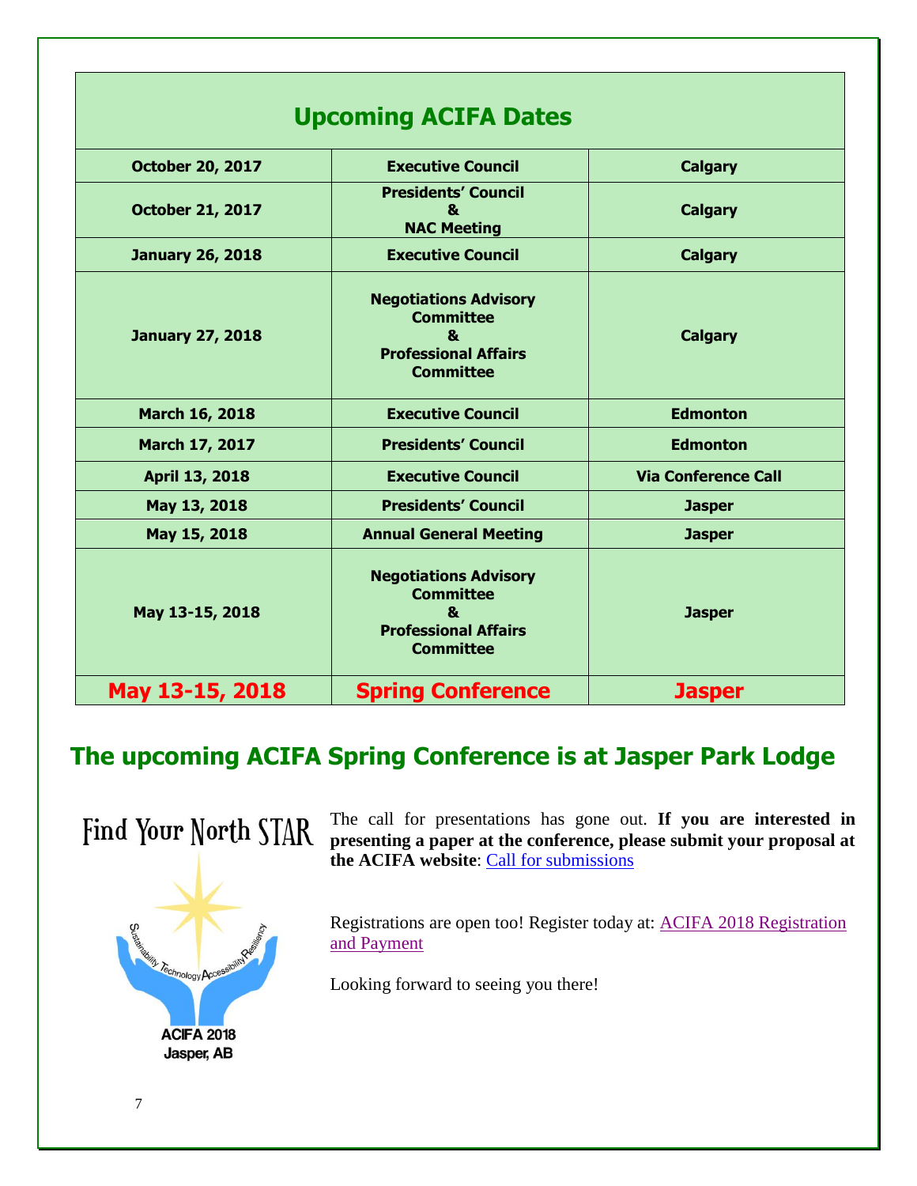| Upcoming ACIFA Dates | | |
|---|---|---|
| October 20, 2017 | Executive Council | Calgary |
| October 21, 2017 | Presidents' Council & NAC Meeting | Calgary |
| January 26, 2018 | Executive Council | Calgary |
| January 27, 2018 | Negotiations Advisory Committee & Professional Affairs Committee | Calgary |
| March 16, 2018 | Executive Council | Edmonton |
| March 17, 2017 | Presidents' Council | Edmonton |
| April 13, 2018 | Executive Council | Via Conference Call |
| May 13, 2018 | Presidents' Council | Jasper |
| May 15, 2018 | Annual General Meeting | Jasper |
| May 13-15, 2018 | Negotiations Advisory Committee & Professional Affairs Committee | Jasper |
| **May 13-15, 2018** | **Spring Conference** | **Jasper** |

## The upcoming ACIFA Spring Conference is at Jasper Park Lodge

Find Your North STAR

Sustainability Technology Accessibility Resiliency

ACIFA 2018
Jasper, AB

The call for presentations has gone out. **If you are interested in presenting a paper at the conference, please submit your proposal at the ACIFA website**: Call for submissions

Registrations are open too! Register today at: ACIFA 2018 Registration and Payment

Looking forward to seeing you there!